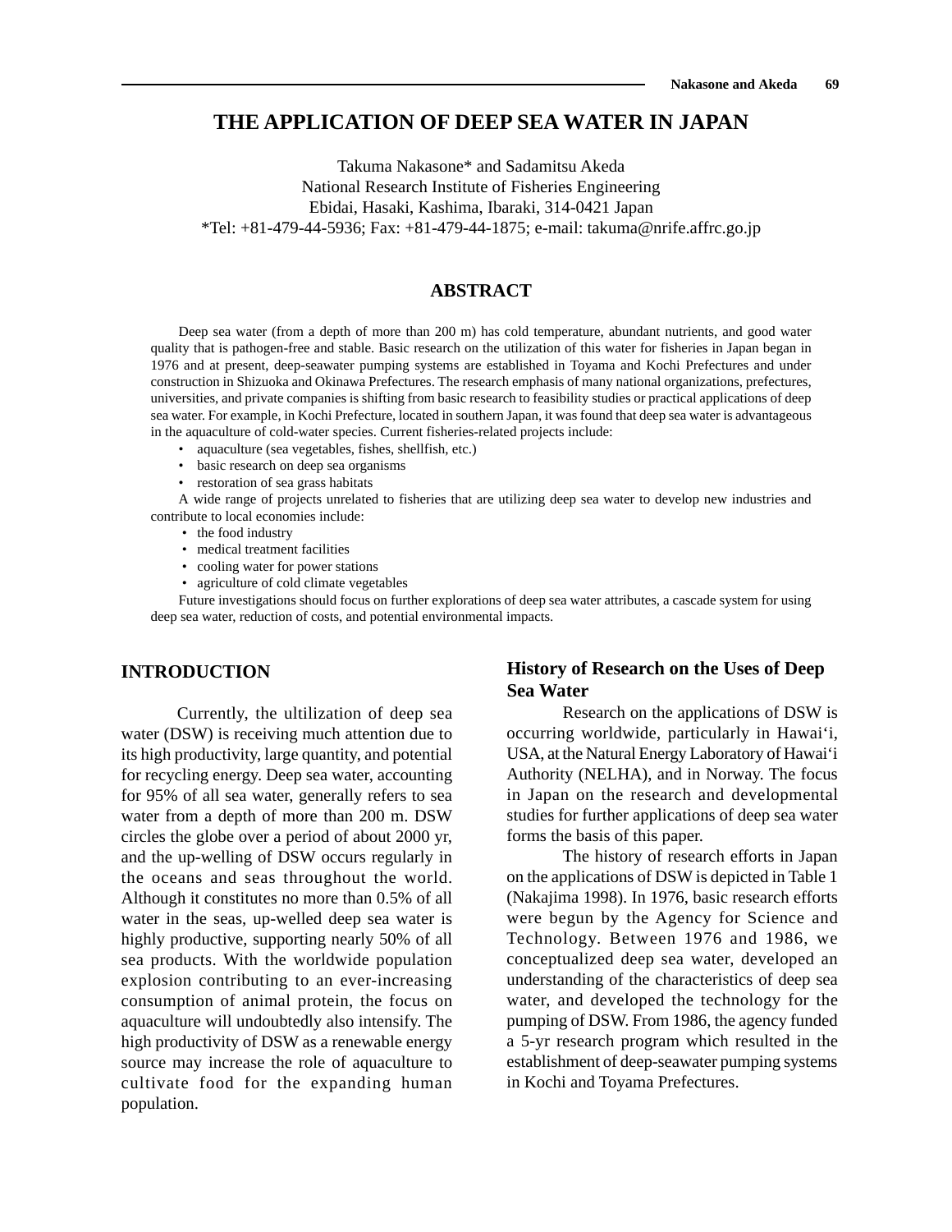# THE APPLICATION OF DEEP SEA WATER IN JAPAN

Takuma Nakasone* and Sadamitsu Akeda
National Research Institute of Fisheries Engineering
Ebidai, Hasaki, Kashima, Ibaraki, 314-0421 Japan
*Tel: +81-479-44-5936; Fax: +81-479-44-1875; e-mail: takuma@nrife.affrc.go.jp

## ABSTRACT

Deep sea water (from a depth of more than 200 m) has cold temperature, abundant nutrients, and good water quality that is pathogen-free and stable. Basic research on the utilization of this water for fisheries in Japan began in 1976 and at present, deep-seawater pumping systems are established in Toyama and Kochi Prefectures and under construction in Shizuoka and Okinawa Prefectures. The research emphasis of many national organizations, prefectures, universities, and private companies is shifting from basic research to feasibility studies or practical applications of deep sea water. For example, in Kochi Prefecture, located in southern Japan, it was found that deep sea water is advantageous in the aquaculture of cold-water species. Current fisheries-related projects include:

- aquaculture (sea vegetables, fishes, shellfish, etc.)
- basic research on deep sea organisms
- restoration of sea grass habitats

A wide range of projects unrelated to fisheries that are utilizing deep sea water to develop new industries and contribute to local economies include:

- the food industry
- medical treatment facilities
- cooling water for power stations
- agriculture of cold climate vegetables

Future investigations should focus on further explorations of deep sea water attributes, a cascade system for using deep sea water, reduction of costs, and potential environmental impacts.

## INTRODUCTION

Currently, the ultilization of deep sea water (DSW) is receiving much attention due to its high productivity, large quantity, and potential for recycling energy. Deep sea water, accounting for 95% of all sea water, generally refers to sea water from a depth of more than 200 m. DSW circles the globe over a period of about 2000 yr, and the up-welling of DSW occurs regularly in the oceans and seas throughout the world. Although it constitutes no more than 0.5% of all water in the seas, up-welled deep sea water is highly productive, supporting nearly 50% of all sea products. With the worldwide population explosion contributing to an ever-increasing consumption of animal protein, the focus on aquaculture will undoubtedly also intensify. The high productivity of DSW as a renewable energy source may increase the role of aquaculture to cultivate food for the expanding human population.

### History of Research on the Uses of Deep Sea Water

Research on the applications of DSW is occurring worldwide, particularly in Hawai‘i, USA, at the Natural Energy Laboratory of Hawai‘i Authority (NELHA), and in Norway. The focus in Japan on the research and developmental studies for further applications of deep sea water forms the basis of this paper.

The history of research efforts in Japan on the applications of DSW is depicted in Table 1 (Nakajima 1998). In 1976, basic research efforts were begun by the Agency for Science and Technology. Between 1976 and 1986, we conceptualized deep sea water, developed an understanding of the characteristics of deep sea water, and developed the technology for the pumping of DSW. From 1986, the agency funded a 5-yr research program which resulted in the establishment of deep-seawater pumping systems in Kochi and Toyama Prefectures.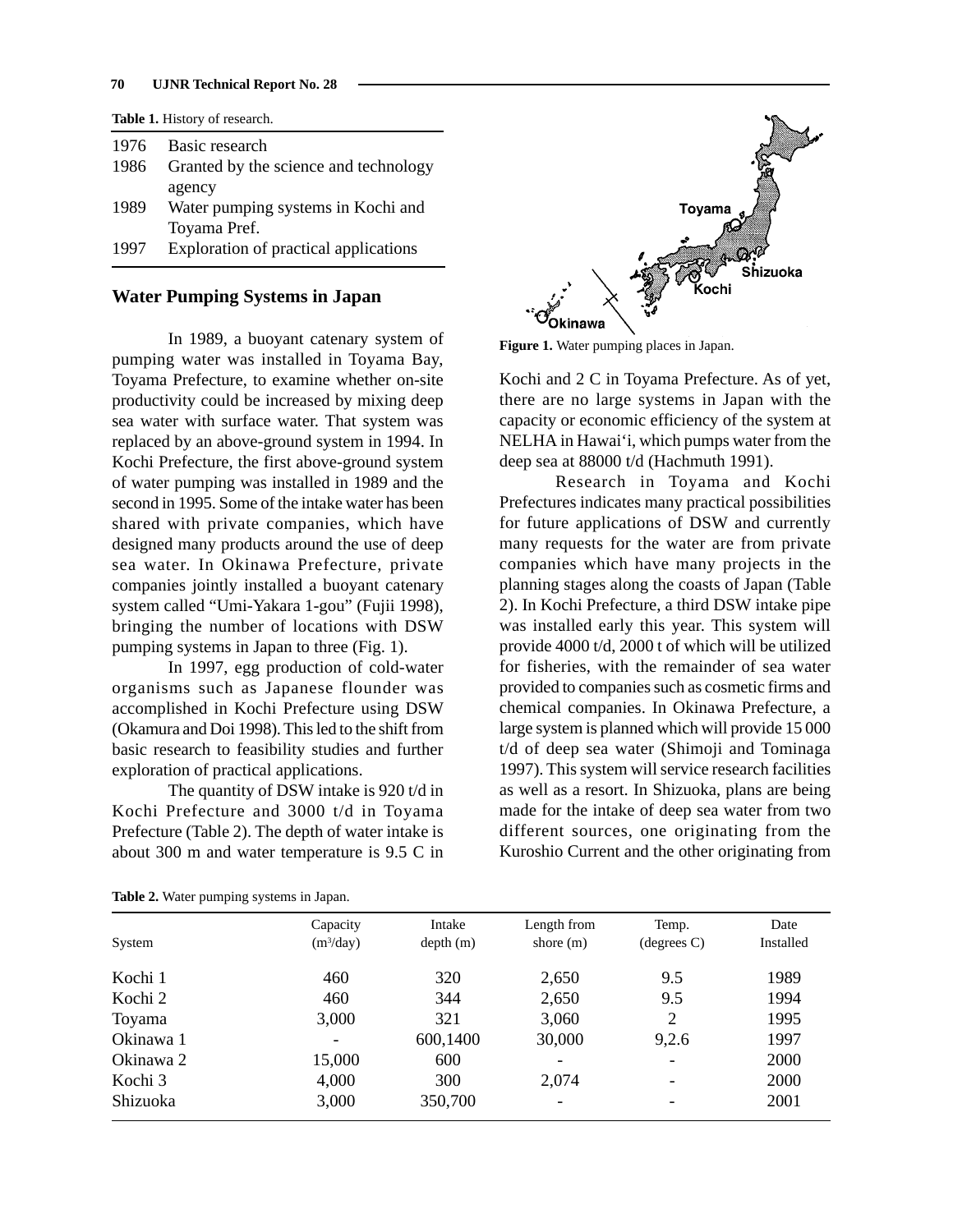**Table 1.** History of research.

| | |
|---|---|
| 1976 | Basic research |
| 1986 | Granted by the science and technology agency |
| 1989 | Water pumping systems in Kochi and Toyama Pref. |
| 1997 | Exploration of practical applications |

## Water Pumping Systems in Japan

In 1989, a buoyant catenary system of pumping water was installed in Toyama Bay, Toyama Prefecture, to examine whether on-site productivity could be increased by mixing deep sea water with surface water. That system was replaced by an above-ground system in 1994. In Kochi Prefecture, the first above-ground system of water pumping was installed in 1989 and the second in 1995. Some of the intake water has been shared with private companies, which have designed many products around the use of deep sea water. In Okinawa Prefecture, private companies jointly installed a buoyant catenary system called "Umi-Yakara 1-gou" (Fujii 1998), bringing the number of locations with DSW pumping systems in Japan to three (Fig. 1).

In 1997, egg production of cold-water organisms such as Japanese flounder was accomplished in Kochi Prefecture using DSW (Okamura and Doi 1998). This led to the shift from basic research to feasibility studies and further exploration of practical applications.

The quantity of DSW intake is 920 t/d in Kochi Prefecture and 3000 t/d in Toyama Prefecture (Table 2). The depth of water intake is about 300 m and water temperature is 9.5 C in Kochi and 2 C in Toyama Prefecture. As of yet, there are no large systems in Japan with the capacity or economic efficiency of the system at NELHA in Hawai'i, which pumps water from the deep sea at 88000 t/d (Hachmuth 1991).

**Figure 1.** Water pumping places in Japan.

Research in Toyama and Kochi Prefectures indicates many practical possibilities for future applications of DSW and currently many requests for the water are from private companies which have many projects in the planning stages along the coasts of Japan (Table 2). In Kochi Prefecture, a third DSW intake pipe was installed early this year. This system will provide 4000 t/d, 2000 t of which will be utilized for fisheries, with the remainder of sea water provided to companies such as cosmetic firms and chemical companies. In Okinawa Prefecture, a large system is planned which will provide 15 000 t/d of deep sea water (Shimoji and Tominaga 1997). This system will service research facilities as well as a resort. In Shizuoka, plans are being made for the intake of deep sea water from two different sources, one originating from the Kuroshio Current and the other originating from

**Table 2.** Water pumping systems in Japan.

| System | Capacity ($m^3$/day) | Intake depth (m) | Length from shore (m) | Temp. (degrees C) | Date Installed |
|---|---|---|---|---|---|
| Kochi 1 | 460 | 320 | 2,650 | 9.5 | 1989 |
| Kochi 2 | 460 | 344 | 2,650 | 9.5 | 1994 |
| Toyama | 3,000 | 321 | 3,060 | 2 | 1995 |
| Okinawa 1 | - | 600,1400 | 30,000 | 9,2.6 | 1997 |
| Okinawa 2 | 15,000 | 600 | - | - | 2000 |
| Kochi 3 | 4,000 | 300 | 2,074 | - | 2000 |
| Shizuoka | 3,000 | 350,700 | - | - | 2001 |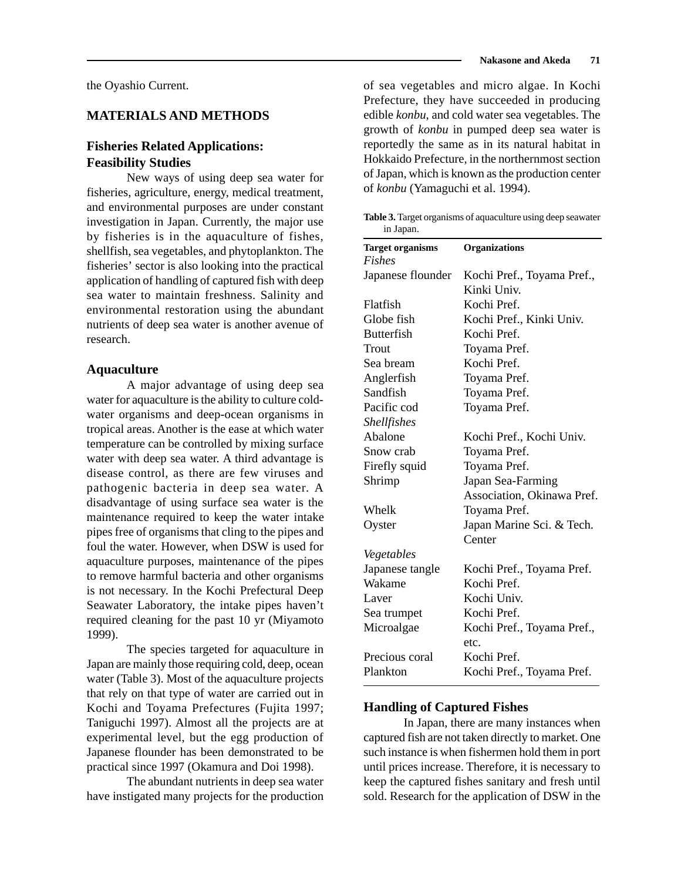the Oyashio Current.

## MATERIALS AND METHODS

### Fisheries Related Applications: Feasibility Studies

New ways of using deep sea water for fisheries, agriculture, energy, medical treatment, and environmental purposes are under constant investigation in Japan. Currently, the major use by fisheries is in the aquaculture of fishes, shellfish, sea vegetables, and phytoplankton. The fisheries' sector is also looking into the practical application of handling of captured fish with deep sea water to maintain freshness. Salinity and environmental restoration using the abundant nutrients of deep sea water is another avenue of research.

### Aquaculture

A major advantage of using deep sea water for aquaculture is the ability to culture cold-water organisms and deep-ocean organisms in tropical areas. Another is the ease at which water temperature can be controlled by mixing surface water with deep sea water. A third advantage is disease control, as there are few viruses and pathogenic bacteria in deep sea water. A disadvantage of using surface sea water is the maintenance required to keep the water intake pipes free of organisms that cling to the pipes and foul the water. However, when DSW is used for aquaculture purposes, maintenance of the pipes to remove harmful bacteria and other organisms is not necessary. In the Kochi Prefectural Deep Seawater Laboratory, the intake pipes haven't required cleaning for the past 10 yr (Miyamoto 1999).

The species targeted for aquaculture in Japan are mainly those requiring cold, deep, ocean water (Table 3). Most of the aquaculture projects that rely on that type of water are carried out in Kochi and Toyama Prefectures (Fujita 1997; Taniguchi 1997). Almost all the projects are at experimental level, but the egg production of Japanese flounder has been demonstrated to be practical since 1997 (Okamura and Doi 1998).

The abundant nutrients in deep sea water have instigated many projects for the production of sea vegetables and micro algae. In Kochi Prefecture, they have succeeded in producing edible *konbu*, and cold water sea vegetables. The growth of *konbu* in pumped deep sea water is reportedly the same as in its natural habitat in Hokkaido Prefecture, in the northernmost section of Japan, which is known as the production center of *konbu* (Yamaguchi et al. 1994).

**Table 3.** Target organisms of aquaculture using deep seawater in Japan.

| Target organisms | Organizations |
|---|---|
| *Fishes* | |
| Japanese flounder | Kochi Pref., Toyama Pref., Kinki Univ. |
| Flatfish | Kochi Pref. |
| Globe fish | Kochi Pref., Kinki Univ. |
| Butterfish | Kochi Pref. |
| Trout | Toyama Pref. |
| Sea bream | Kochi Pref. |
| Anglerfish | Toyama Pref. |
| Sandfish | Toyama Pref. |
| Pacific cod | Toyama Pref. |
| *Shellfishes* | |
| Abalone | Kochi Pref., Kochi Univ. |
| Snow crab | Toyama Pref. |
| Firefly squid | Toyama Pref. |
| Shrimp | Japan Sea-Farming Association, Okinawa Pref. |
| Whelk | Toyama Pref. |
| Oyster | Japan Marine Sci. & Tech. Center |
| *Vegetables* | |
| Japanese tangle | Kochi Pref., Toyama Pref. |
| Wakame | Kochi Pref. |
| Laver | Kochi Univ. |
| Sea trumpet | Kochi Pref. |
| Microalgae | Kochi Pref., Toyama Pref., etc. |
| Precious coral | Kochi Pref. |
| Plankton | Kochi Pref., Toyama Pref. |

### Handling of Captured Fishes

In Japan, there are many instances when captured fish are not taken directly to market. One such instance is when fishermen hold them in port until prices increase. Therefore, it is necessary to keep the captured fishes sanitary and fresh until sold. Research for the application of DSW in the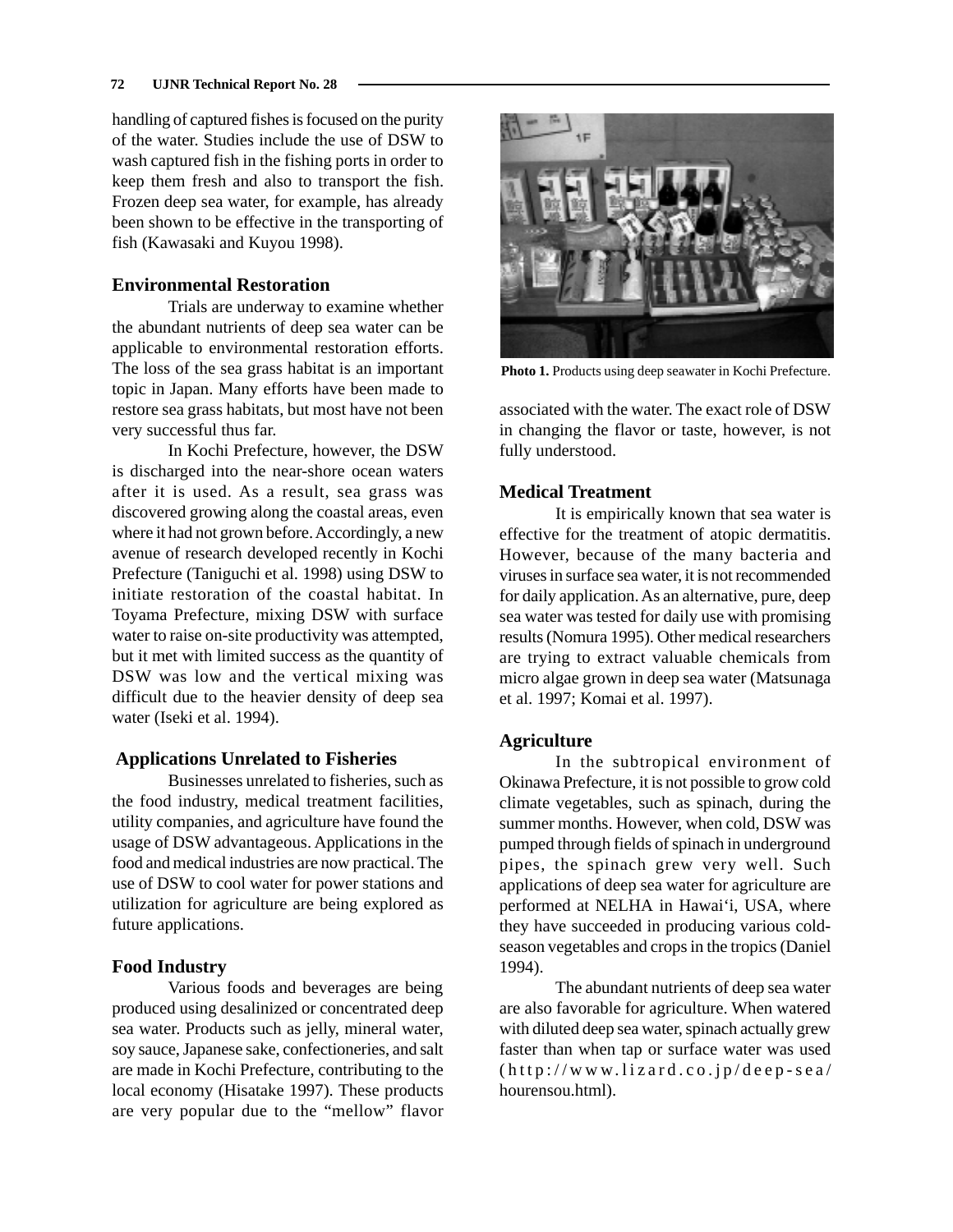handling of captured fishes is focused on the purity of the water. Studies include the use of DSW to wash captured fish in the fishing ports in order to keep them fresh and also to transport the fish. Frozen deep sea water, for example, has already been shown to be effective in the transporting of fish (Kawasaki and Kuyou 1998).

### Environmental Restoration

Trials are underway to examine whether the abundant nutrients of deep sea water can be applicable to environmental restoration efforts. The loss of the sea grass habitat is an important topic in Japan. Many efforts have been made to restore sea grass habitats, but most have not been very successful thus far.

In Kochi Prefecture, however, the DSW is discharged into the near-shore ocean waters after it is used. As a result, sea grass was discovered growing along the coastal areas, even where it had not grown before. Accordingly, a new avenue of research developed recently in Kochi Prefecture (Taniguchi et al. 1998) using DSW to initiate restoration of the coastal habitat. In Toyama Prefecture, mixing DSW with surface water to raise on-site productivity was attempted, but it met with limited success as the quantity of DSW was low and the vertical mixing was difficult due to the heavier density of deep sea water (Iseki et al. 1994).

## Applications Unrelated to Fisheries

Businesses unrelated to fisheries, such as the food industry, medical treatment facilities, utility companies, and agriculture have found the usage of DSW advantageous. Applications in the food and medical industries are now practical. The use of DSW to cool water for power stations and utilization for agriculture are being explored as future applications.

### Food Industry

Various foods and beverages are being produced using desalinized or concentrated deep sea water. Products such as jelly, mineral water, soy sauce, Japanese sake, confectioneries, and salt are made in Kochi Prefecture, contributing to the local economy (Hisatake 1997). These products are very popular due to the "mellow" flavor associated with the water. The exact role of DSW in changing the flavor or taste, however, is not fully understood.

**Photo 1.** Products using deep seawater in Kochi Prefecture.

### Medical Treatment

It is empirically known that sea water is effective for the treatment of atopic dermatitis. However, because of the many bacteria and viruses in surface sea water, it is not recommended for daily application. As an alternative, pure, deep sea water was tested for daily use with promising results (Nomura 1995). Other medical researchers are trying to extract valuable chemicals from micro algae grown in deep sea water (Matsunaga et al. 1997; Komai et al. 1997).

### Agriculture

In the subtropical environment of Okinawa Prefecture, it is not possible to grow cold climate vegetables, such as spinach, during the summer months. However, when cold, DSW was pumped through fields of spinach in underground pipes, the spinach grew very well. Such applications of deep sea water for agriculture are performed at NELHA in Hawai'i, USA, where they have succeeded in producing various cold-season vegetables and crops in the tropics (Daniel 1994).

The abundant nutrients of deep sea water are also favorable for agriculture. When watered with diluted deep sea water, spinach actually grew faster than when tap or surface water was used (http://www.lizard.co.jp/deep-sea/hourensou.html).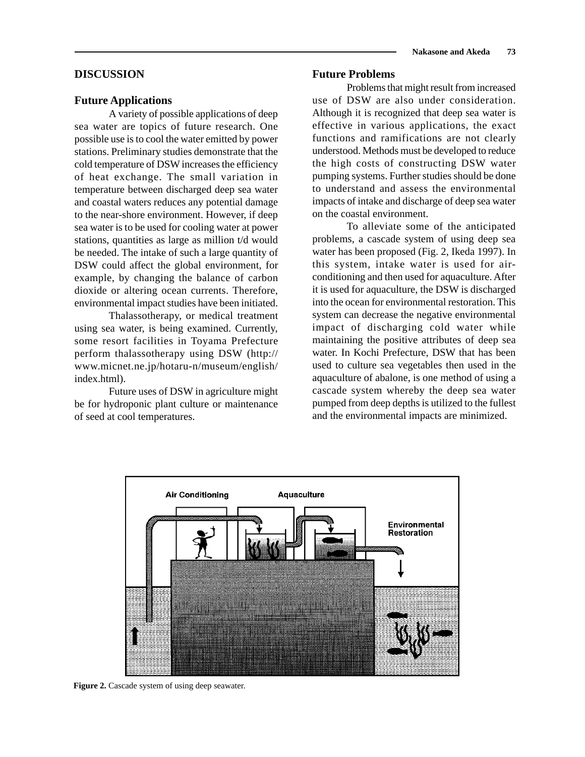## DISCUSSION

### Future Applications

A variety of possible applications of deep sea water are topics of future research. One possible use is to cool the water emitted by power stations. Preliminary studies demonstrate that the cold temperature of DSW increases the efficiency of heat exchange. The small variation in temperature between discharged deep sea water and coastal waters reduces any potential damage to the near-shore environment. However, if deep sea water is to be used for cooling water at power stations, quantities as large as million t/d would be needed. The intake of such a large quantity of DSW could affect the global environment, for example, by changing the balance of carbon dioxide or altering ocean currents. Therefore, environmental impact studies have been initiated.

Thalassotherapy, or medical treatment using sea water, is being examined. Currently, some resort facilities in Toyama Prefecture perform thalassotherapy using DSW (http://www.micnet.ne.jp/hotaru-n/museum/english/index.html).

Future uses of DSW in agriculture might be for hydroponic plant culture or maintenance of seed at cool temperatures.

### Future Problems

Problems that might result from increased use of DSW are also under consideration. Although it is recognized that deep sea water is effective in various applications, the exact functions and ramifications are not clearly understood. Methods must be developed to reduce the high costs of constructing DSW water pumping systems. Further studies should be done to understand and assess the environmental impacts of intake and discharge of deep sea water on the coastal environment.

To alleviate some of the anticipated problems, a cascade system of using deep sea water has been proposed (Fig. 2, Ikeda 1997). In this system, intake water is used for air-conditioning and then used for aquaculture. After it is used for aquaculture, the DSW is discharged into the ocean for environmental restoration. This system can decrease the negative environmental impact of discharging cold water while maintaining the positive attributes of deep sea water. In Kochi Prefecture, DSW that has been used to culture sea vegetables then used in the aquaculture of abalone, is one method of using a cascade system whereby the deep sea water pumped from deep depths is utilized to the fullest and the environmental impacts are minimized.

**Figure 2.** Cascade system of using deep seawater.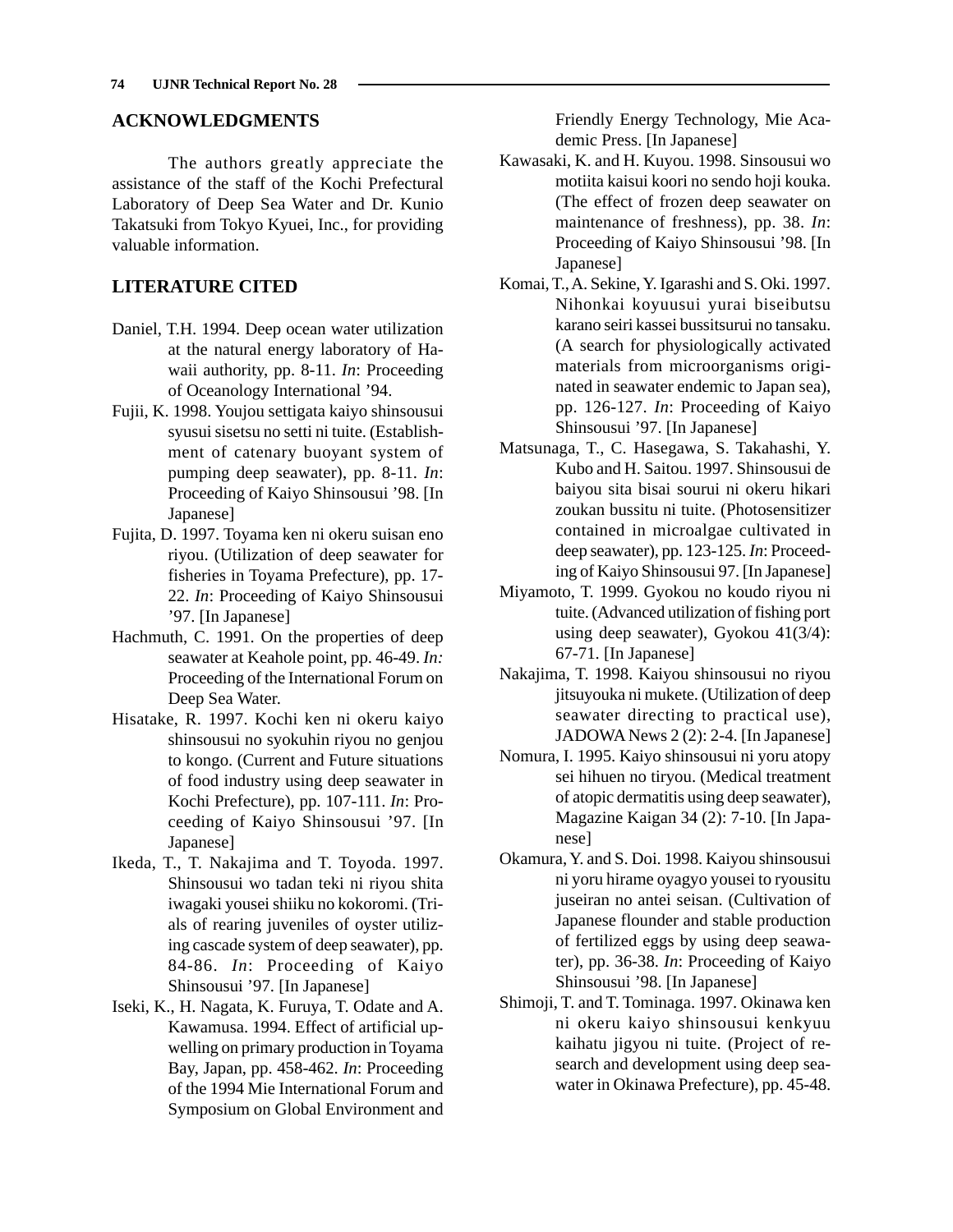## ACKNOWLEDGMENTS

The authors greatly appreciate the assistance of the staff of the Kochi Prefectural Laboratory of Deep Sea Water and Dr. Kunio Takatsuki from Tokyo Kyuei, Inc., for providing valuable information.

## LITERATURE CITED

Daniel, T.H. 1994. Deep ocean water utilization at the natural energy laboratory of Hawaii authority, pp. 8-11. *In*: Proceeding of Oceanology International '94.

Fujii, K. 1998. Youjou settigata kaiyo shinsousui syusui sisetsu no setti ni tuite. (Establishment of catenary buoyant system of pumping deep seawater), pp. 8-11. *In*: Proceeding of Kaiyo Shinsousui '98. [In Japanese]

Fujita, D. 1997. Toyama ken ni okeru suisan eno riyou. (Utilization of deep seawater for fisheries in Toyama Prefecture), pp. 17-22. *In*: Proceeding of Kaiyo Shinsousui '97. [In Japanese]

Hachmuth, C. 1991. On the properties of deep seawater at Keahole point, pp. 46-49. *In:* Proceeding of the International Forum on Deep Sea Water.

Hisatake, R. 1997. Kochi ken ni okeru kaiyo shinsousui no syokuhin riyou no genjou to kongo. (Current and Future situations of food industry using deep seawater in Kochi Prefecture), pp. 107-111. *In*: Proceeding of Kaiyo Shinsousui '97. [In Japanese]

Ikeda, T., T. Nakajima and T. Toyoda. 1997. Shinsousui wo tadan teki ni riyou shita iwagaki yousei shiiku no kokoromi. (Trials of rearing juveniles of oyster utilizing cascade system of deep seawater), pp. 84-86. *In*: Proceeding of Kaiyo Shinsousui '97. [In Japanese]

Iseki, K., H. Nagata, K. Furuya, T. Odate and A. Kawamusa. 1994. Effect of artificial upwelling on primary production in Toyama Bay, Japan, pp. 458-462. *In*: Proceeding of the 1994 Mie International Forum and Symposium on Global Environment and Friendly Energy Technology, Mie Academic Press. [In Japanese]

Kawasaki, K. and H. Kuyou. 1998. Sinsousui wo motiita kaisui koori no sendo hoji kouka. (The effect of frozen deep seawater on maintenance of freshness), pp. 38. *In*: Proceeding of Kaiyo Shinsousui '98. [In Japanese]

Komai, T., A. Sekine, Y. Igarashi and S. Oki. 1997. Nihonkai koyuusui yurai biseibutsu karano seiri kassei bussitsurui no tansaku. (A search for physiologically activated materials from microorganisms originated in seawater endemic to Japan sea), pp. 126-127. *In*: Proceeding of Kaiyo Shinsousui '97. [In Japanese]

Matsunaga, T., C. Hasegawa, S. Takahashi, Y. Kubo and H. Saitou. 1997. Shinsousui de baiyou sita bisai sourui ni okeru hikari zoukan bussitu ni tuite. (Photosensitizer contained in microalgae cultivated in deep seawater), pp. 123-125. *In*: Proceeding of Kaiyo Shinsousui 97. [In Japanese]

Miyamoto, T. 1999. Gyokou no koudo riyou ni tuite. (Advanced utilization of fishing port using deep seawater), Gyokou 41(3/4): 67-71. [In Japanese]

Nakajima, T. 1998. Kaiyou shinsousui no riyou jitsuyouka ni mukete. (Utilization of deep seawater directing to practical use), JADOWA News 2 (2): 2-4. [In Japanese]

Nomura, I. 1995. Kaiyo shinsousui ni yoru atopy sei hihuen no tiryou. (Medical treatment of atopic dermatitis using deep seawater), Magazine Kaigan 34 (2): 7-10. [In Japanese]

Okamura, Y. and S. Doi. 1998. Kaiyou shinsousui ni yoru hirame oyagyo yousei to ryousitu juseiran no antei seisan. (Cultivation of Japanese flounder and stable production of fertilized eggs by using deep seawater), pp. 36-38. *In*: Proceeding of Kaiyo Shinsousui '98. [In Japanese]

Shimoji, T. and T. Tominaga. 1997. Okinawa ken ni okeru kaiyo shinsousui kenkyuu kaihatu jigyou ni tuite. (Project of research and development using deep seawater in Okinawa Prefecture), pp. 45-48.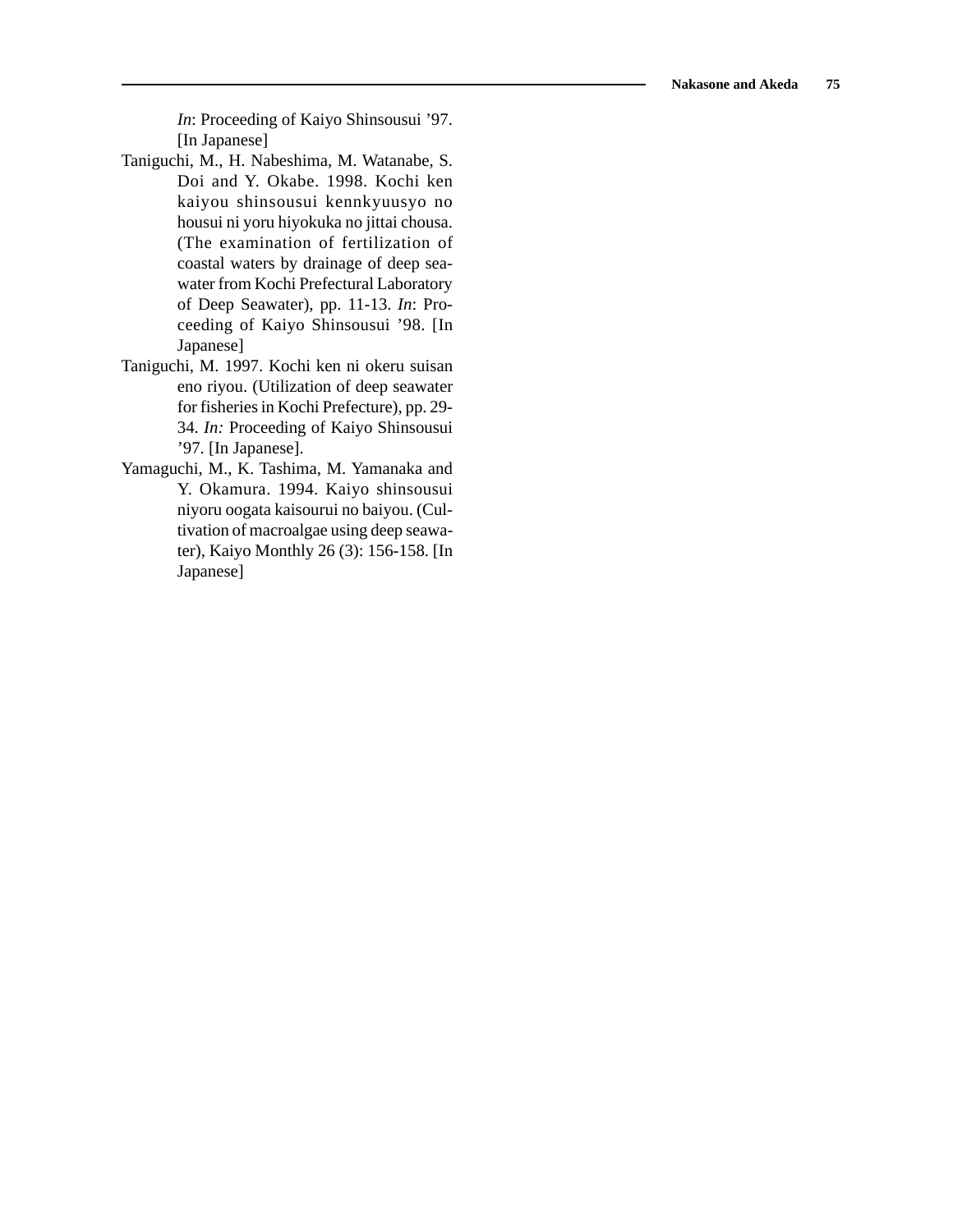*In*: Proceeding of Kaiyo Shinsousui '97. [In Japanese]

Taniguchi, M., H. Nabeshima, M. Watanabe, S. Doi and Y. Okabe. 1998. Kochi ken kaiyou shinsousui kennkyuusyo no housui ni yoru hiyokuka no jittai chousa. (The examination of fertilization of coastal waters by drainage of deep seawater from Kochi Prefectural Laboratory of Deep Seawater), pp. 11-13. *In*: Proceeding of Kaiyo Shinsousui '98. [In Japanese]

Taniguchi, M. 1997. Kochi ken ni okeru suisan eno riyou. (Utilization of deep seawater for fisheries in Kochi Prefecture), pp. 29-34. *In:* Proceeding of Kaiyo Shinsousui '97. [In Japanese].

Yamaguchi, M., K. Tashima, M. Yamanaka and Y. Okamura. 1994. Kaiyo shinsousui niyoru oogata kaisourui no baiyou. (Cultivation of macroalgae using deep seawater), Kaiyo Monthly 26 (3): 156-158. [In Japanese]